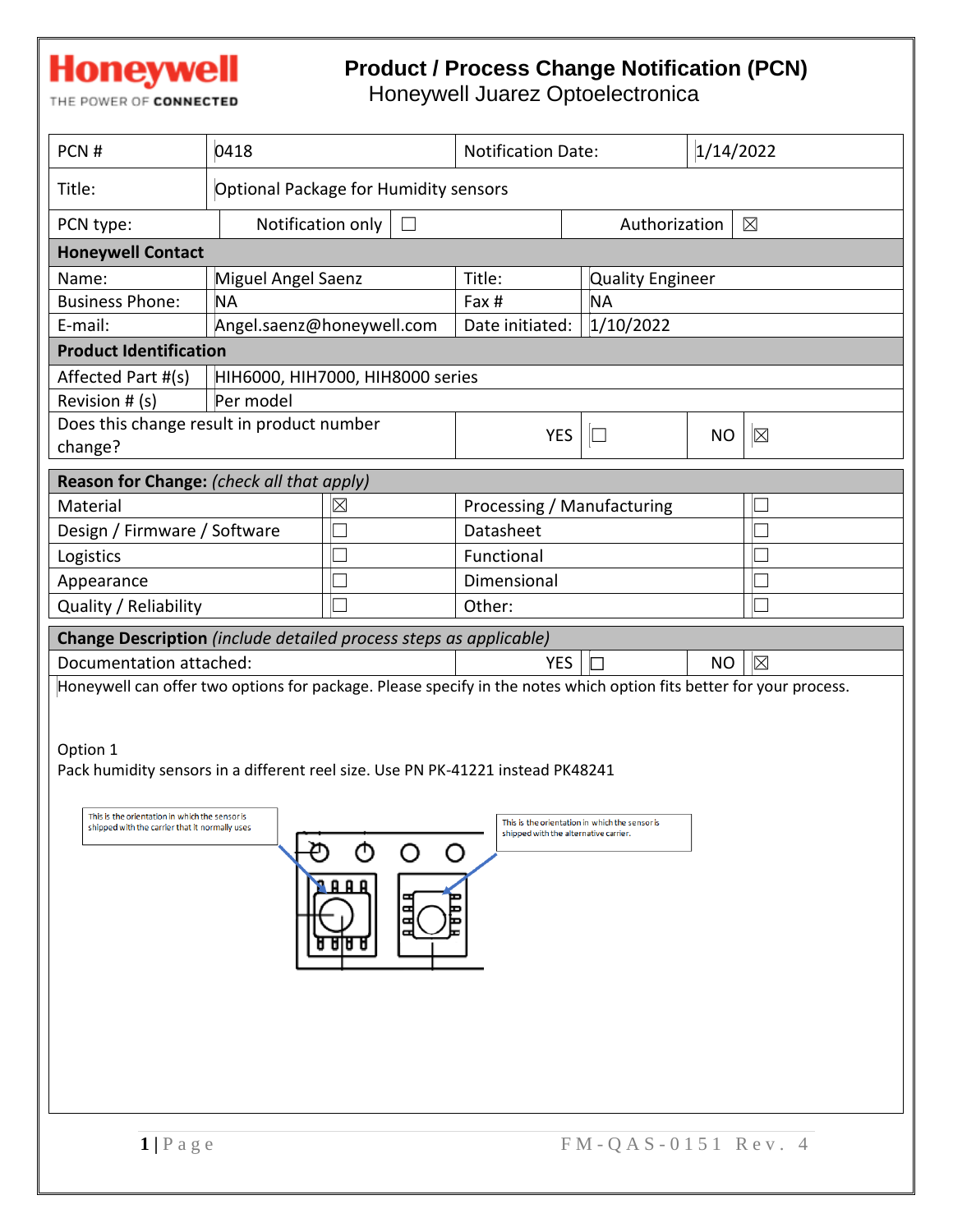# Honeywell

THE POWER OF CONNECTED

## Product / Process Change Notification (PCN)

Honeywell Juarez Optoelectronica

| PCN # | 0418 | Notification Date: | 1/14/2022 |
|---|---|---|---|
| Title: | Optional Package for Humidity sensors | | |
| PCN type: | Notification only ☐ | Authorization ☒ | |

**Honeywell Contact**

| Name: | Miguel Angel Saenz | Title: | Quality Engineer |
|---|---|---|---|
| Business Phone: | NA | Fax # | NA |
| E-mail: | Angel.saenz@honeywell.com | Date initiated: | 1/10/2022 |

**Product Identification**

| Affected Part #(s) | HIH6000, HIH7000, HIH8000 series |
|---|---|
| Revision # (s) | Per model |
| Does this change result in product number change? | YES ☐ NO ☒ |

**Reason for Change:** *(check all that apply)*

| Reason | | Reason | |
|---|---|---|---|
| Material | ☒ | Processing / Manufacturing | ☐ |
| Design / Firmware / Software | ☐ | Datasheet | ☐ |
| Logistics | ☐ | Functional | ☐ |
| Appearance | ☐ | Dimensional | ☐ |
| Quality / Reliability | ☐ | Other: | ☐ |

**Change Description** *(include detailed process steps as applicable)*

Documentation attached: YES ☐ NO ☒

Honeywell can offer two options for package. Please specify in the notes which option fits better for your process.

Option 1

Pack humidity sensors in a different reel size. Use PN PK-41221 instead PK48241

This is the orientation in which the sensor is shipped with the carrier that it normally uses

This is the orientation in which the sensor is shipped with the alternative carrier.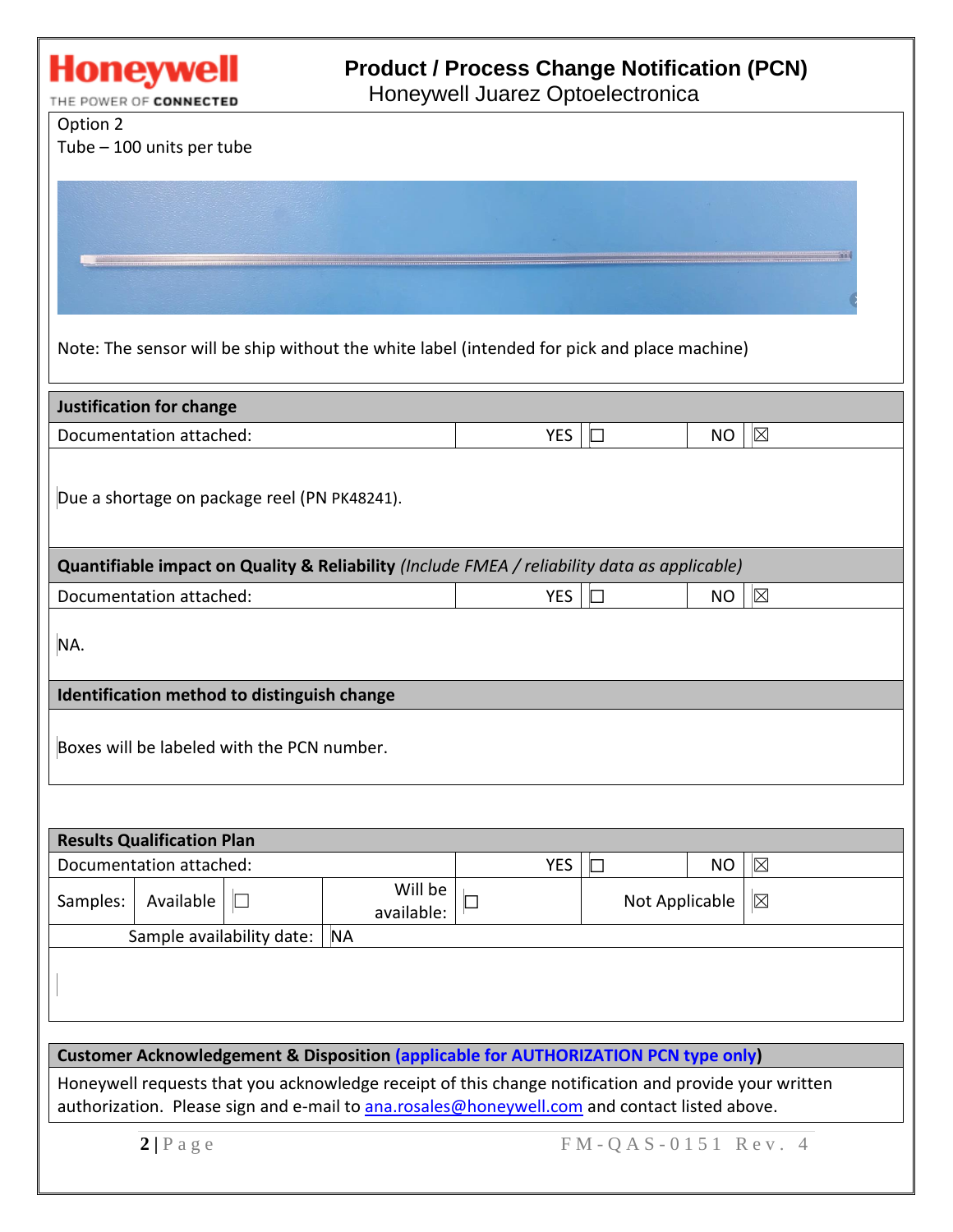Option 2

Tube – 100 units per tube

Note: The sensor will be ship without the white label (intended for pick and place machine)

| **Justification for change** | | | | |
|---|---|---|---|---|
| Documentation attached: | YES | ☐ | NO | ☒ |

Due a shortage on package reel (PN PK48241).

| **Quantifiable impact on Quality & Reliability** *(Include FMEA / reliability data as applicable)* | | | | |
|---|---|---|---|---|
| Documentation attached: | YES | ☐ | NO | ☒ |

NA.

**Identification method to distinguish change**

Boxes will be labeled with the PCN number.

| **Results Qualification Plan** | | | | | | | |
|---|---|---|---|---|---|---|---|
| Documentation attached: | | | | YES | ☐ | NO | ☒ |
| Samples: | Available | ☐ | Will be available: | ☐ | | Not Applicable | ☒ |
| Sample availability date: | | | NA | | | | |

**Customer Acknowledgement & Disposition (applicable for AUTHORIZATION PCN type only)**

Honeywell requests that you acknowledge receipt of this change notification and provide your written authorization. Please sign and e-mail to ana.rosales@honeywell.com and contact listed above.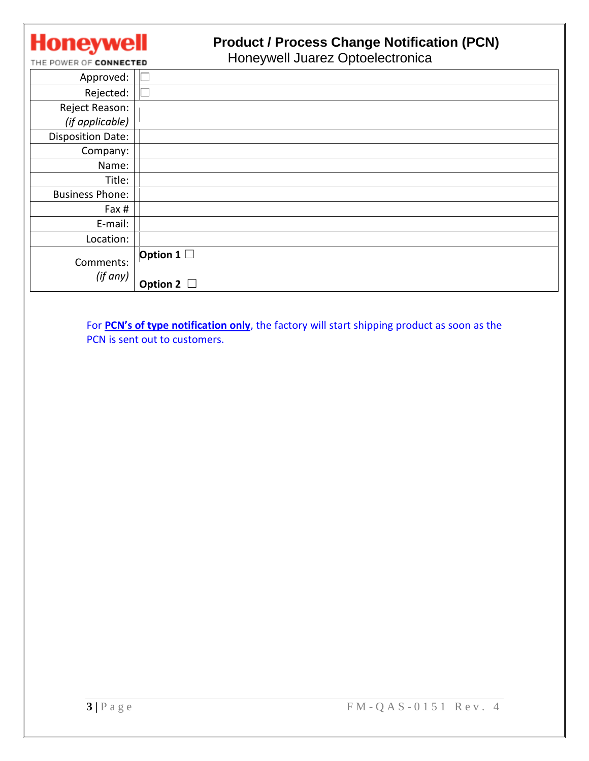# Product / Process Change Notification (PCN)

Honeywell Juarez Optoelectronica

| | |
|---|---|
| Approved: | ☐ |
| Rejected: | ☐ |
| Reject Reason: *(if applicable)* | |
| Disposition Date: | |
| Company: | |
| Name: | |
| Title: | |
| Business Phone: | |
| Fax # | |
| E-mail: | |
| Location: | |
| Comments: *(if any)* | **Option 1** ☐<br>**Option 2** ☐ |

For **PCN's of type notification only**, the factory will start shipping product as soon as the PCN is sent out to customers.

FM-QAS-0151 Rev. 4